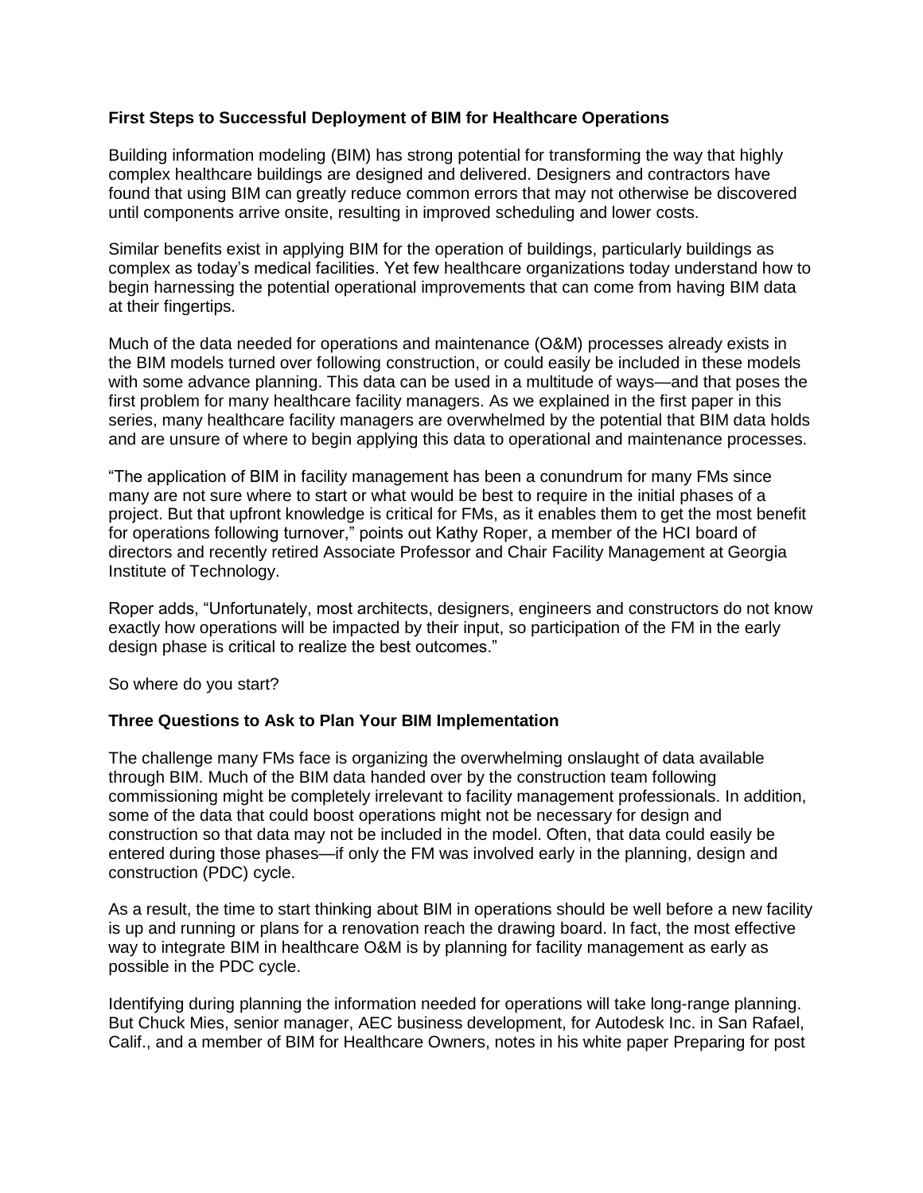**First Steps to Successful Deployment of BIM for Healthcare Operations**

Building information modeling (BIM) has strong potential for transforming the way that highly complex healthcare buildings are designed and delivered. Designers and contractors have found that using BIM can greatly reduce common errors that may not otherwise be discovered until components arrive onsite, resulting in improved scheduling and lower costs.

Similar benefits exist in applying BIM for the operation of buildings, particularly buildings as complex as today's medical facilities. Yet few healthcare organizations today understand how to begin harnessing the potential operational improvements that can come from having BIM data at their fingertips.

Much of the data needed for operations and maintenance (O&M) processes already exists in the BIM models turned over following construction, or could easily be included in these models with some advance planning. This data can be used in a multitude of ways—and that poses the first problem for many healthcare facility managers. As we explained in the first paper in this series, many healthcare facility managers are overwhelmed by the potential that BIM data holds and are unsure of where to begin applying this data to operational and maintenance processes.

"The application of BIM in facility management has been a conundrum for many FMs since many are not sure where to start or what would be best to require in the initial phases of a project. But that upfront knowledge is critical for FMs, as it enables them to get the most benefit for operations following turnover," points out Kathy Roper, a member of the HCI board of directors and recently retired Associate Professor and Chair Facility Management at Georgia Institute of Technology.

Roper adds, "Unfortunately, most architects, designers, engineers and constructors do not know exactly how operations will be impacted by their input, so participation of the FM in the early design phase is critical to realize the best outcomes."

So where do you start?

**Three Questions to Ask to Plan Your BIM Implementation**

The challenge many FMs face is organizing the overwhelming onslaught of data available through BIM. Much of the BIM data handed over by the construction team following commissioning might be completely irrelevant to facility management professionals. In addition, some of the data that could boost operations might not be necessary for design and construction so that data may not be included in the model. Often, that data could easily be entered during those phases—if only the FM was involved early in the planning, design and construction (PDC) cycle.

As a result, the time to start thinking about BIM in operations should be well before a new facility is up and running or plans for a renovation reach the drawing board. In fact, the most effective way to integrate BIM in healthcare O&M is by planning for facility management as early as possible in the PDC cycle.

Identifying during planning the information needed for operations will take long-range planning. But Chuck Mies, senior manager, AEC business development, for Autodesk Inc. in San Rafael, Calif., and a member of BIM for Healthcare Owners, notes in his white paper Preparing for post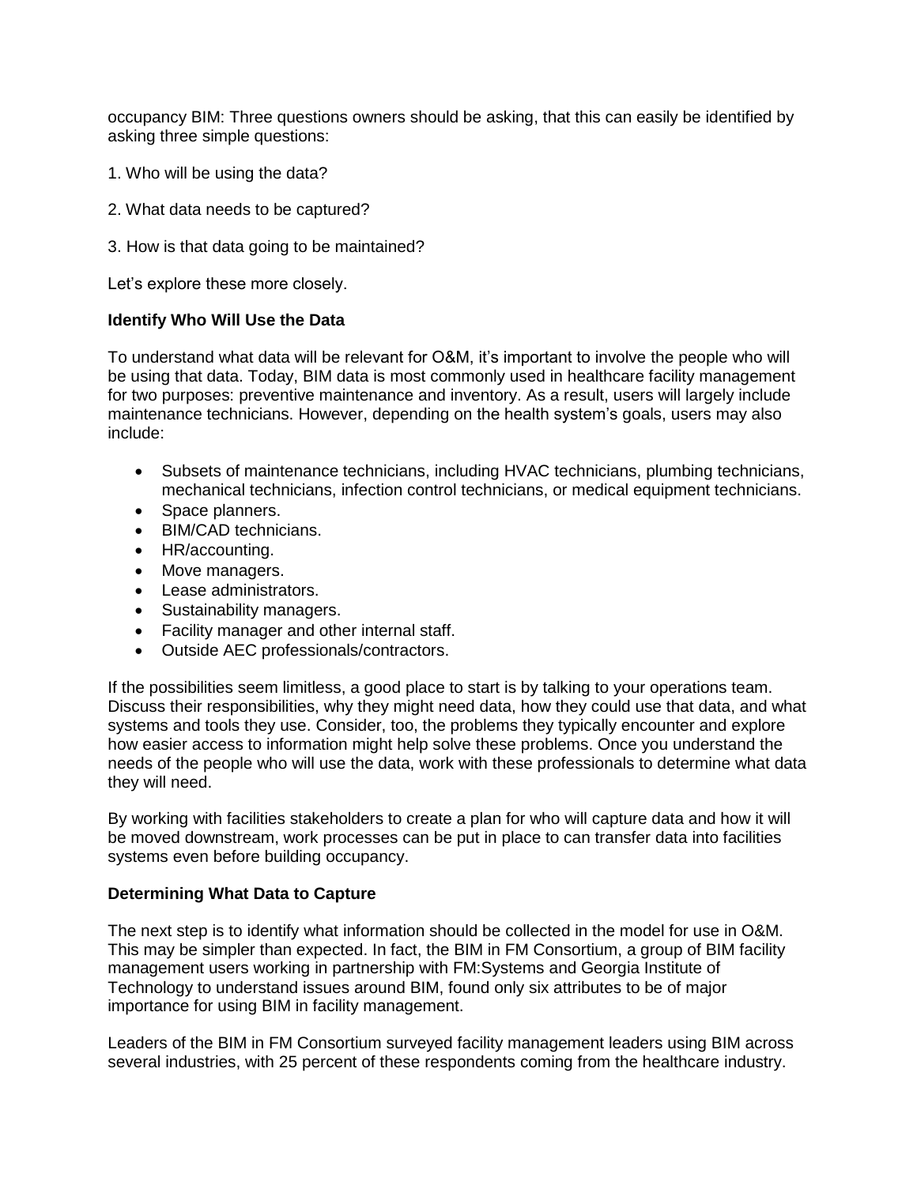occupancy BIM: Three questions owners should be asking, that this can easily be identified by asking three simple questions:

1. Who will be using the data?

2. What data needs to be captured?

3. How is that data going to be maintained?

Let's explore these more closely.

**Identify Who Will Use the Data**

To understand what data will be relevant for O&M, it's important to involve the people who will be using that data. Today, BIM data is most commonly used in healthcare facility management for two purposes: preventive maintenance and inventory. As a result, users will largely include maintenance technicians. However, depending on the health system's goals, users may also include:

- Subsets of maintenance technicians, including HVAC technicians, plumbing technicians, mechanical technicians, infection control technicians, or medical equipment technicians.
- Space planners.
- BIM/CAD technicians.
- HR/accounting.
- Move managers.
- Lease administrators.
- Sustainability managers.
- Facility manager and other internal staff.
- Outside AEC professionals/contractors.

If the possibilities seem limitless, a good place to start is by talking to your operations team. Discuss their responsibilities, why they might need data, how they could use that data, and what systems and tools they use. Consider, too, the problems they typically encounter and explore how easier access to information might help solve these problems. Once you understand the needs of the people who will use the data, work with these professionals to determine what data they will need.

By working with facilities stakeholders to create a plan for who will capture data and how it will be moved downstream, work processes can be put in place to can transfer data into facilities systems even before building occupancy.

**Determining What Data to Capture**

The next step is to identify what information should be collected in the model for use in O&M. This may be simpler than expected. In fact, the BIM in FM Consortium, a group of BIM facility management users working in partnership with FM:Systems and Georgia Institute of Technology to understand issues around BIM, found only six attributes to be of major importance for using BIM in facility management.

Leaders of the BIM in FM Consortium surveyed facility management leaders using BIM across several industries, with 25 percent of these respondents coming from the healthcare industry.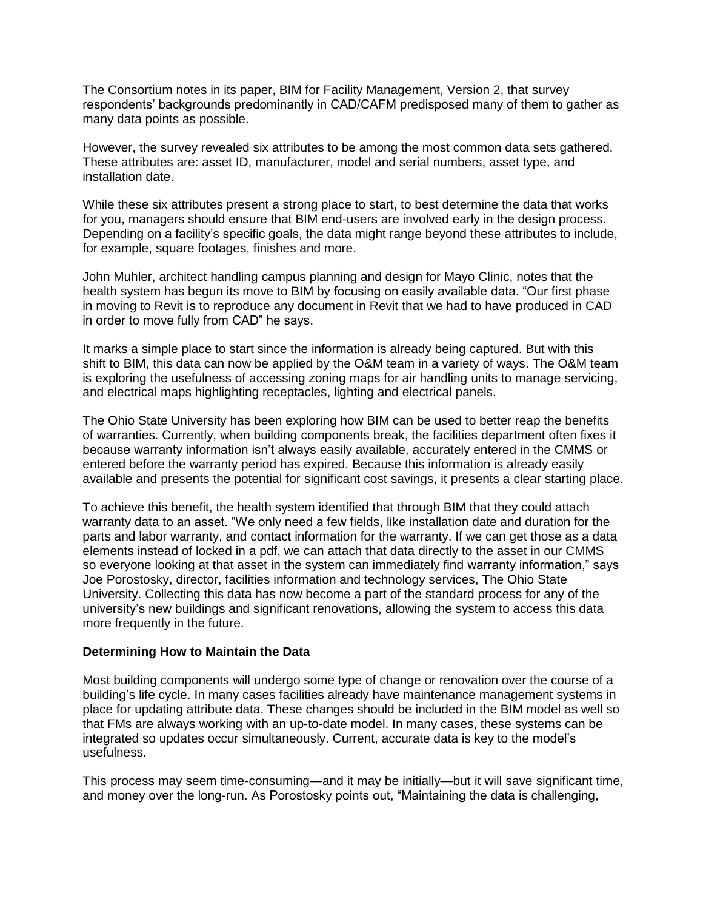The Consortium notes in its paper, BIM for Facility Management, Version 2, that survey respondents' backgrounds predominantly in CAD/CAFM predisposed many of them to gather as many data points as possible.

However, the survey revealed six attributes to be among the most common data sets gathered. These attributes are: asset ID, manufacturer, model and serial numbers, asset type, and installation date.

While these six attributes present a strong place to start, to best determine the data that works for you, managers should ensure that BIM end-users are involved early in the design process. Depending on a facility's specific goals, the data might range beyond these attributes to include, for example, square footages, finishes and more.

John Muhler, architect handling campus planning and design for Mayo Clinic, notes that the health system has begun its move to BIM by focusing on easily available data. "Our first phase in moving to Revit is to reproduce any document in Revit that we had to have produced in CAD in order to move fully from CAD" he says.

It marks a simple place to start since the information is already being captured. But with this shift to BIM, this data can now be applied by the O&M team in a variety of ways. The O&M team is exploring the usefulness of accessing zoning maps for air handling units to manage servicing, and electrical maps highlighting receptacles, lighting and electrical panels.

The Ohio State University has been exploring how BIM can be used to better reap the benefits of warranties. Currently, when building components break, the facilities department often fixes it because warranty information isn't always easily available, accurately entered in the CMMS or entered before the warranty period has expired. Because this information is already easily available and presents the potential for significant cost savings, it presents a clear starting place.

To achieve this benefit, the health system identified that through BIM that they could attach warranty data to an asset. "We only need a few fields, like installation date and duration for the parts and labor warranty, and contact information for the warranty. If we can get those as a data elements instead of locked in a pdf, we can attach that data directly to the asset in our CMMS so everyone looking at that asset in the system can immediately find warranty information," says Joe Porostosky, director, facilities information and technology services, The Ohio State University. Collecting this data has now become a part of the standard process for any of the university's new buildings and significant renovations, allowing the system to access this data more frequently in the future.

**Determining How to Maintain the Data**

Most building components will undergo some type of change or renovation over the course of a building's life cycle. In many cases facilities already have maintenance management systems in place for updating attribute data. These changes should be included in the BIM model as well so that FMs are always working with an up-to-date model. In many cases, these systems can be integrated so updates occur simultaneously. Current, accurate data is key to the model's usefulness.

This process may seem time-consuming—and it may be initially—but it will save significant time, and money over the long-run. As Porostosky points out, "Maintaining the data is challenging,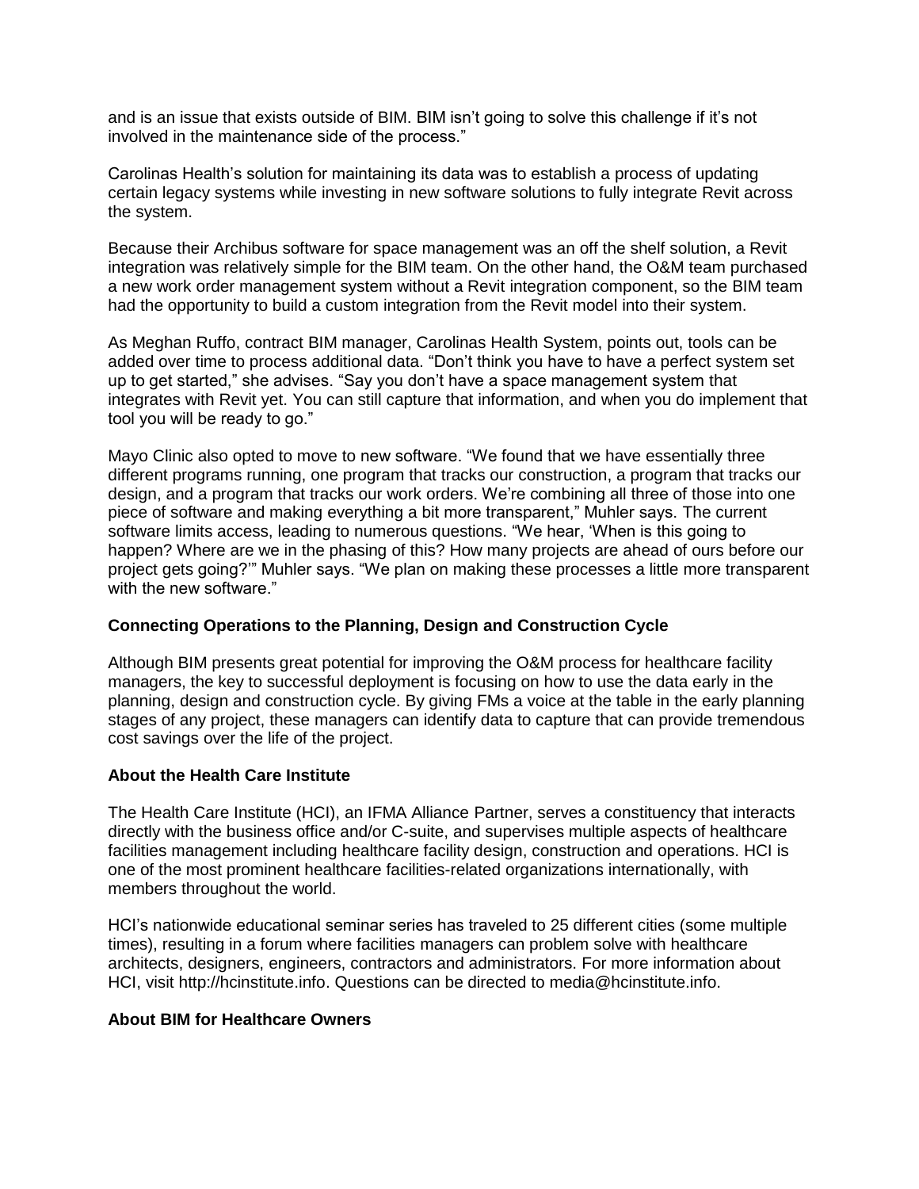and is an issue that exists outside of BIM. BIM isn't going to solve this challenge if it's not involved in the maintenance side of the process."

Carolinas Health's solution for maintaining its data was to establish a process of updating certain legacy systems while investing in new software solutions to fully integrate Revit across the system.

Because their Archibus software for space management was an off the shelf solution, a Revit integration was relatively simple for the BIM team. On the other hand, the O&M team purchased a new work order management system without a Revit integration component, so the BIM team had the opportunity to build a custom integration from the Revit model into their system.

As Meghan Ruffo, contract BIM manager, Carolinas Health System, points out, tools can be added over time to process additional data. "Don't think you have to have a perfect system set up to get started," she advises. "Say you don't have a space management system that integrates with Revit yet. You can still capture that information, and when you do implement that tool you will be ready to go."

Mayo Clinic also opted to move to new software. "We found that we have essentially three different programs running, one program that tracks our construction, a program that tracks our design, and a program that tracks our work orders. We're combining all three of those into one piece of software and making everything a bit more transparent," Muhler says. The current software limits access, leading to numerous questions. "We hear, 'When is this going to happen? Where are we in the phasing of this? How many projects are ahead of ours before our project gets going?'" Muhler says. "We plan on making these processes a little more transparent with the new software."

**Connecting Operations to the Planning, Design and Construction Cycle**

Although BIM presents great potential for improving the O&M process for healthcare facility managers, the key to successful deployment is focusing on how to use the data early in the planning, design and construction cycle. By giving FMs a voice at the table in the early planning stages of any project, these managers can identify data to capture that can provide tremendous cost savings over the life of the project.

**About the Health Care Institute**

The Health Care Institute (HCI), an IFMA Alliance Partner, serves a constituency that interacts directly with the business office and/or C-suite, and supervises multiple aspects of healthcare facilities management including healthcare facility design, construction and operations. HCI is one of the most prominent healthcare facilities-related organizations internationally, with members throughout the world.

HCI's nationwide educational seminar series has traveled to 25 different cities (some multiple times), resulting in a forum where facilities managers can problem solve with healthcare architects, designers, engineers, contractors and administrators. For more information about HCI, visit http://hcinstitute.info. Questions can be directed to media@hcinstitute.info.

**About BIM for Healthcare Owners**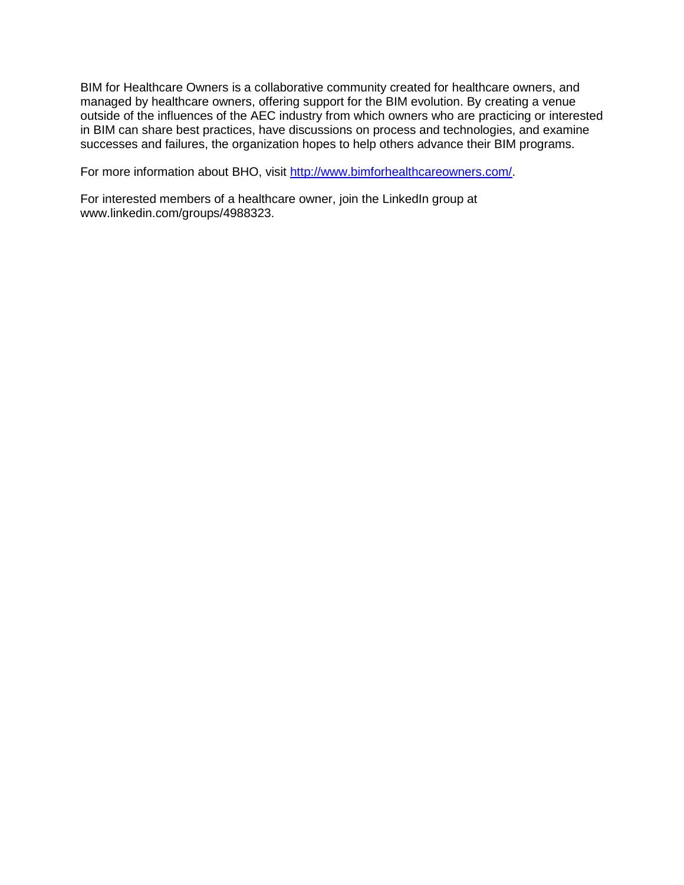BIM for Healthcare Owners is a collaborative community created for healthcare owners, and managed by healthcare owners, offering support for the BIM evolution. By creating a venue outside of the influences of the AEC industry from which owners who are practicing or interested in BIM can share best practices, have discussions on process and technologies, and examine successes and failures, the organization hopes to help others advance their BIM programs.

For more information about BHO, visit [http://www.bimforhealthcareowners.com/](http://www.bimforhealthcareowners.com/).

For interested members of a healthcare owner, join the LinkedIn group at www.linkedin.com/groups/4988323.